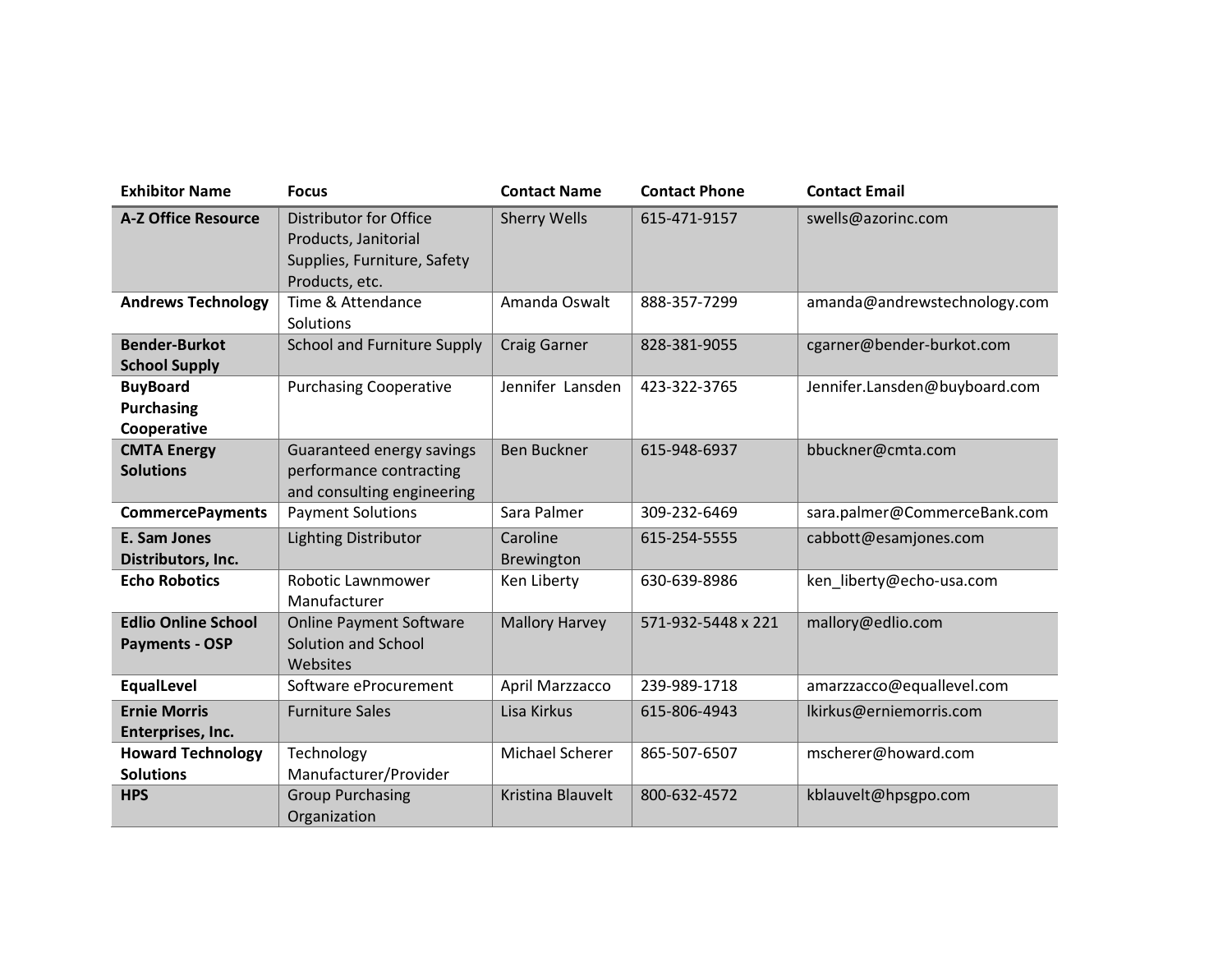| Exhibitor Name | Focus | Contact Name | Contact Phone | Contact Email |
|---|---|---|---|---|
| **A-Z Office Resource** | Distributor for Office Products, Janitorial Supplies, Furniture, Safety Products, etc. | Sherry Wells | 615-471-9157 | swells@azorinc.com |
| **Andrews Technology** | Time & Attendance Solutions | Amanda Oswalt | 888-357-7299 | amanda@andrewstechnology.com |
| **Bender-Burkot School Supply** | School and Furniture Supply | Craig Garner | 828-381-9055 | cgarner@bender-burkot.com |
| **BuyBoard Purchasing Cooperative** | Purchasing Cooperative | Jennifer Lansden | 423-322-3765 | Jennifer.Lansden@buyboard.com |
| **CMTA Energy Solutions** | Guaranteed energy savings performance contracting and consulting engineering | Ben Buckner | 615-948-6937 | bbuckner@cmta.com |
| **CommercePayments** | Payment Solutions | Sara Palmer | 309-232-6469 | sara.palmer@CommerceBank.com |
| **E. Sam Jones Distributors, Inc.** | Lighting Distributor | Caroline Brewington | 615-254-5555 | cabbott@esamjones.com |
| **Echo Robotics** | Robotic Lawnmower Manufacturer | Ken Liberty | 630-639-8986 | ken_liberty@echo-usa.com |
| **Edlio Online School Payments - OSP** | Online Payment Software Solution and School Websites | Mallory Harvey | 571-932-5448 x 221 | mallory@edlio.com |
| **EqualLevel** | Software eProcurement | April Marzzacco | 239-989-1718 | amarzzacco@equallevel.com |
| **Ernie Morris Enterprises, Inc.** | Furniture Sales | Lisa Kirkus | 615-806-4943 | lkirkus@erniemorris.com |
| **Howard Technology Solutions** | Technology Manufacturer/Provider | Michael Scherer | 865-507-6507 | mscherer@howard.com |
| **HPS** | Group Purchasing Organization | Kristina Blauvelt | 800-632-4572 | kblauvelt@hpsgpo.com |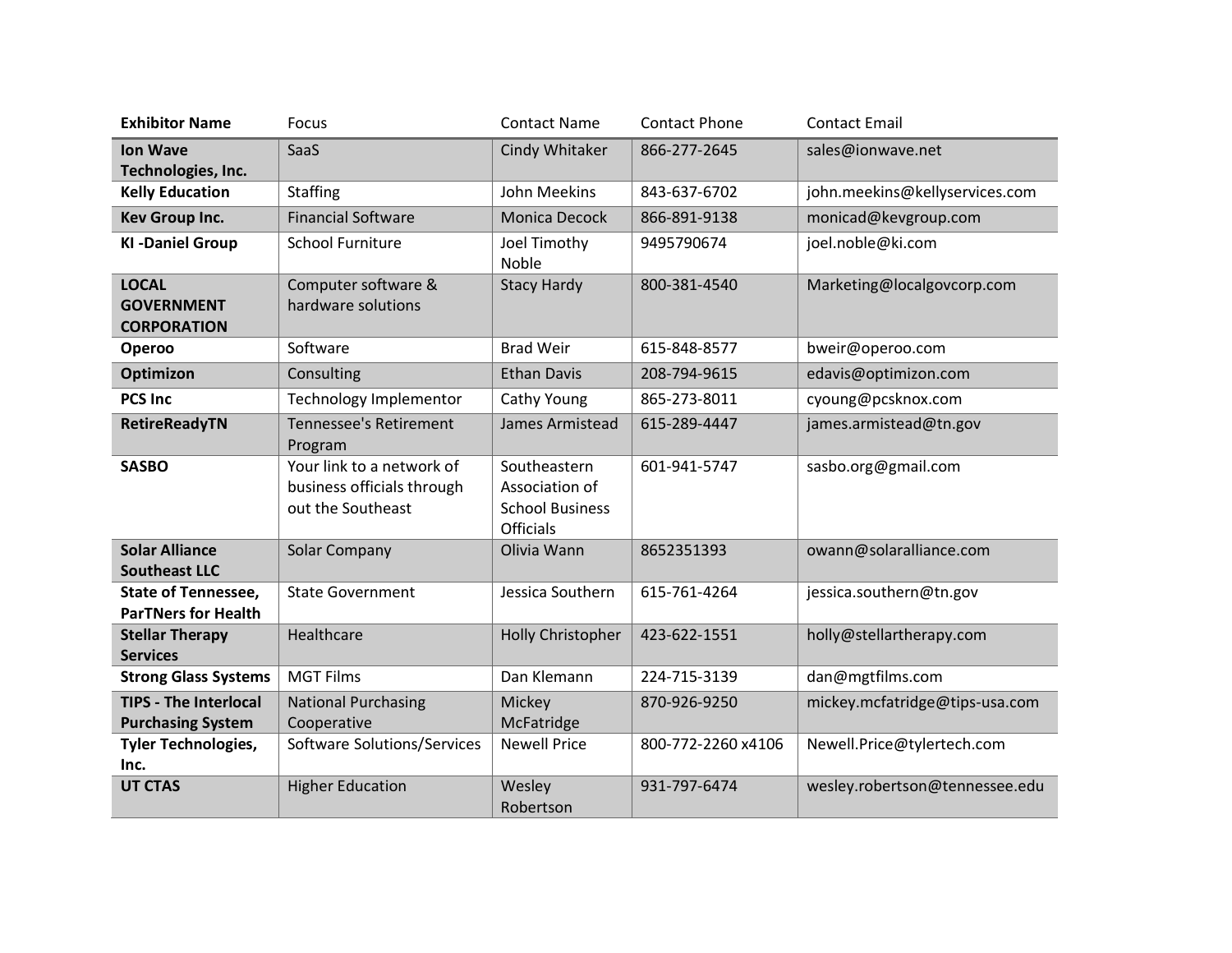| **Exhibitor Name** | Focus | Contact Name | Contact Phone | Contact Email |
|---|---|---|---|---|
| **Ion Wave Technologies, Inc.** | SaaS | Cindy Whitaker | 866-277-2645 | sales@ionwave.net |
| **Kelly Education** | Staffing | John Meekins | 843-637-6702 | john.meekins@kellyservices.com |
| **Kev Group Inc.** | Financial Software | Monica Decock | 866-891-9138 | monicad@kevgroup.com |
| **KI -Daniel Group** | School Furniture | Joel Timothy Noble | 9495790674 | joel.noble@ki.com |
| **LOCAL GOVERNMENT CORPORATION** | Computer software & hardware solutions | Stacy Hardy | 800-381-4540 | Marketing@localgovcorp.com |
| **Operoo** | Software | Brad Weir | 615-848-8577 | bweir@operoo.com |
| **Optimizon** | Consulting | Ethan Davis | 208-794-9615 | edavis@optimizon.com |
| **PCS Inc** | Technology Implementor | Cathy Young | 865-273-8011 | cyoung@pcsknox.com |
| **RetireReadyTN** | Tennessee's Retirement Program | James Armistead | 615-289-4447 | james.armistead@tn.gov |
| **SASBO** | Your link to a network of business officials through out the Southeast | Southeastern Association of School Business Officials | 601-941-5747 | sasbo.org@gmail.com |
| **Solar Alliance Southeast LLC** | Solar Company | Olivia Wann | 8652351393 | owann@solaralliance.com |
| **State of Tennessee, ParTNers for Health** | State Government | Jessica Southern | 615-761-4264 | jessica.southern@tn.gov |
| **Stellar Therapy Services** | Healthcare | Holly Christopher | 423-622-1551 | holly@stellartherapy.com |
| **Strong Glass Systems** | MGT Films | Dan Klemann | 224-715-3139 | dan@mgtfilms.com |
| **TIPS - The Interlocal Purchasing System** | National Purchasing Cooperative | Mickey McFatridge | 870-926-9250 | mickey.mcfatridge@tips-usa.com |
| **Tyler Technologies, Inc.** | Software Solutions/Services | Newell Price | 800-772-2260 x4106 | Newell.Price@tylertech.com |
| **UT CTAS** | Higher Education | Wesley Robertson | 931-797-6474 | wesley.robertson@tennessee.edu |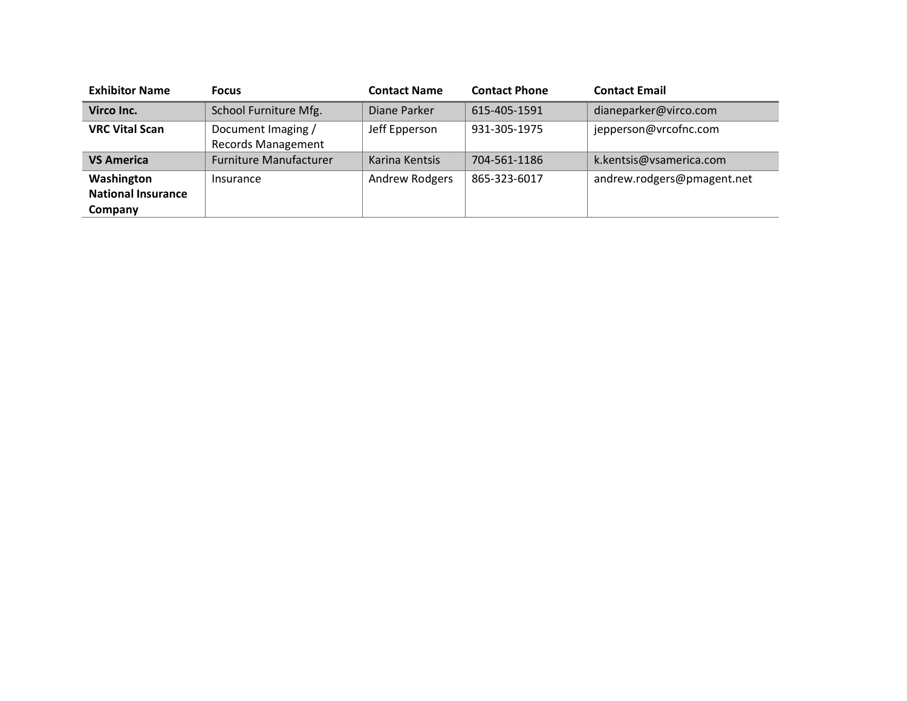| Exhibitor Name | Focus | Contact Name | Contact Phone | Contact Email |
|---|---|---|---|---|
| **Virco Inc.** | School Furniture Mfg. | Diane Parker | 615-405-1591 | dianeparker@virco.com |
| **VRC Vital Scan** | Document Imaging / Records Management | Jeff Epperson | 931-305-1975 | jepperson@vrcofnc.com |
| **VS America** | Furniture Manufacturer | Karina Kentsis | 704-561-1186 | k.kentsis@vsamerica.com |
| **Washington National Insurance Company** | Insurance | Andrew Rodgers | 865-323-6017 | andrew.rodgers@pmagent.net |